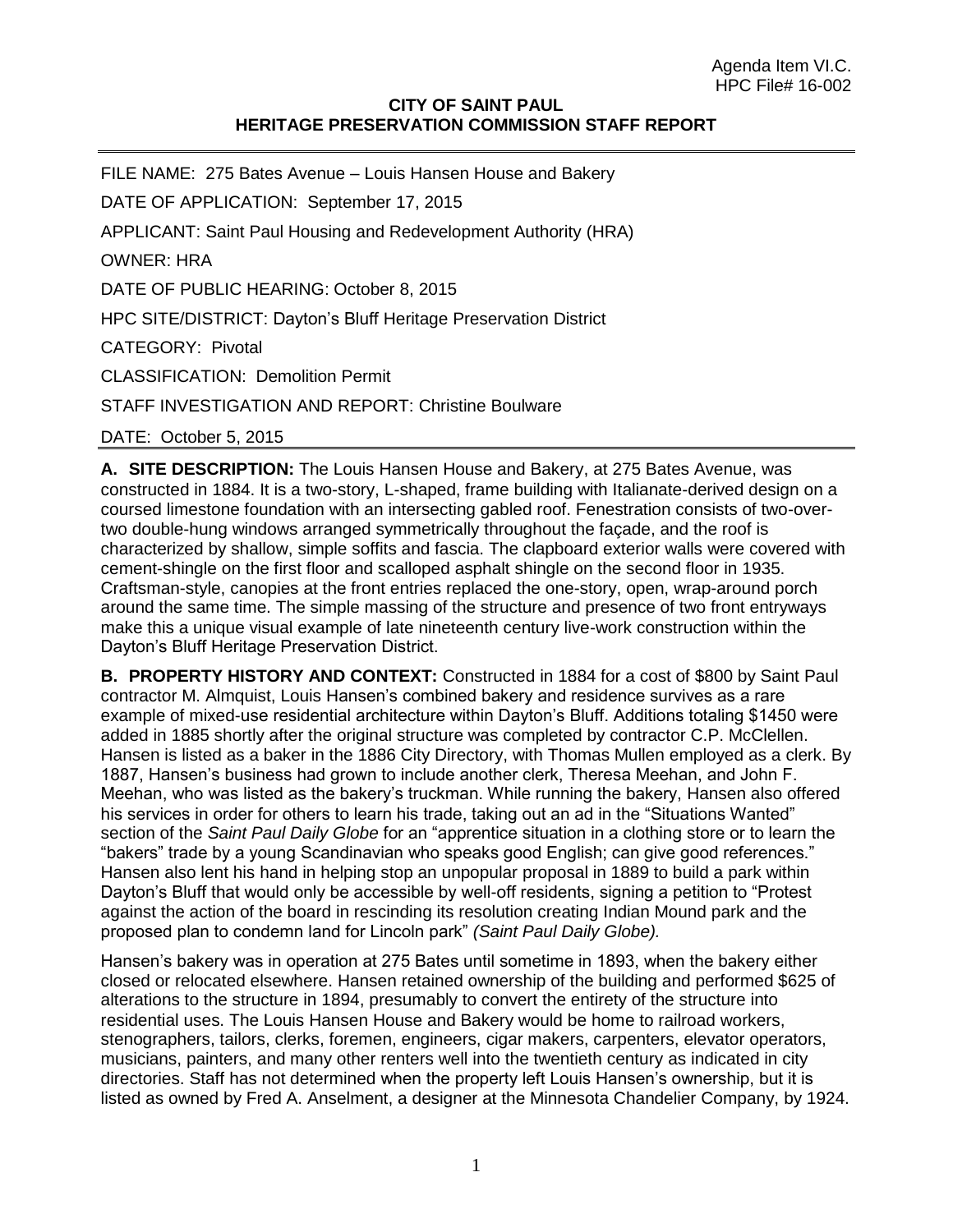Agenda Item VI.C.
HPC File# 16-002

**CITY OF SAINT PAUL**
**HERITAGE PRESERVATION COMMISSION STAFF REPORT**

---

FILE NAME: 275 Bates Avenue – Louis Hansen House and Bakery

DATE OF APPLICATION: September 17, 2015

APPLICANT: Saint Paul Housing and Redevelopment Authority (HRA)

OWNER: HRA

DATE OF PUBLIC HEARING: October 8, 2015

HPC SITE/DISTRICT: Dayton's Bluff Heritage Preservation District

CATEGORY: Pivotal

CLASSIFICATION: Demolition Permit

STAFF INVESTIGATION AND REPORT: Christine Boulware

DATE: October 5, 2015

---

**A. SITE DESCRIPTION:** The Louis Hansen House and Bakery, at 275 Bates Avenue, was constructed in 1884. It is a two-story, L-shaped, frame building with Italianate-derived design on a coursed limestone foundation with an intersecting gabled roof. Fenestration consists of two-over-two double-hung windows arranged symmetrically throughout the façade, and the roof is characterized by shallow, simple soffits and fascia. The clapboard exterior walls were covered with cement-shingle on the first floor and scalloped asphalt shingle on the second floor in 1935. Craftsman-style, canopies at the front entries replaced the one-story, open, wrap-around porch around the same time. The simple massing of the structure and presence of two front entryways make this a unique visual example of late nineteenth century live-work construction within the Dayton's Bluff Heritage Preservation District.

**B. PROPERTY HISTORY AND CONTEXT:** Constructed in 1884 for a cost of $800 by Saint Paul contractor M. Almquist, Louis Hansen's combined bakery and residence survives as a rare example of mixed-use residential architecture within Dayton's Bluff. Additions totaling $1450 were added in 1885 shortly after the original structure was completed by contractor C.P. McClellen. Hansen is listed as a baker in the 1886 City Directory, with Thomas Mullen employed as a clerk. By 1887, Hansen's business had grown to include another clerk, Theresa Meehan, and John F. Meehan, who was listed as the bakery's truckman. While running the bakery, Hansen also offered his services in order for others to learn his trade, taking out an ad in the "Situations Wanted" section of the *Saint Paul Daily Globe* for an "apprentice situation in a clothing store or to learn the "bakers" trade by a young Scandinavian who speaks good English; can give good references." Hansen also lent his hand in helping stop an unpopular proposal in 1889 to build a park within Dayton's Bluff that would only be accessible by well-off residents, signing a petition to "Protest against the action of the board in rescinding its resolution creating Indian Mound park and the proposed plan to condemn land for Lincoln park" *(Saint Paul Daily Globe).*

Hansen's bakery was in operation at 275 Bates until sometime in 1893, when the bakery either closed or relocated elsewhere. Hansen retained ownership of the building and performed $625 of alterations to the structure in 1894, presumably to convert the entirety of the structure into residential uses. The Louis Hansen House and Bakery would be home to railroad workers, stenographers, tailors, clerks, foremen, engineers, cigar makers, carpenters, elevator operators, musicians, painters, and many other renters well into the twentieth century as indicated in city directories. Staff has not determined when the property left Louis Hansen's ownership, but it is listed as owned by Fred A. Anselment, a designer at the Minnesota Chandelier Company, by 1924.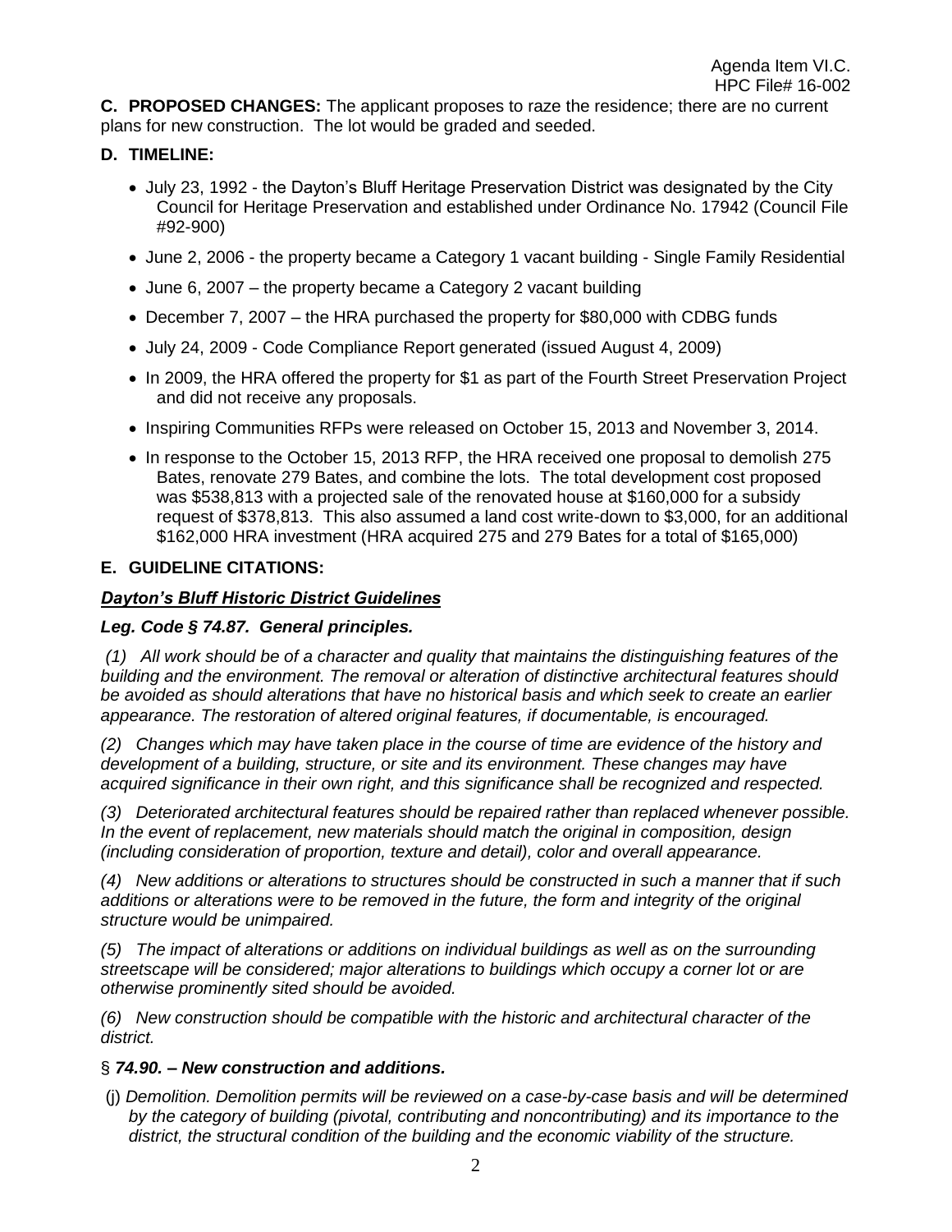**C. PROPOSED CHANGES:** The applicant proposes to raze the residence; there are no current plans for new construction. The lot would be graded and seeded.

**D. TIMELINE:**

- July 23, 1992 - the Dayton's Bluff Heritage Preservation District was designated by the City Council for Heritage Preservation and established under Ordinance No. 17942 (Council File #92-900)
- June 2, 2006 - the property became a Category 1 vacant building - Single Family Residential
- June 6, 2007 – the property became a Category 2 vacant building
- December 7, 2007 – the HRA purchased the property for $80,000 with CDBG funds
- July 24, 2009 - Code Compliance Report generated (issued August 4, 2009)
- In 2009, the HRA offered the property for $1 as part of the Fourth Street Preservation Project and did not receive any proposals.
- Inspiring Communities RFPs were released on October 15, 2013 and November 3, 2014.
- In response to the October 15, 2013 RFP, the HRA received one proposal to demolish 275 Bates, renovate 279 Bates, and combine the lots. The total development cost proposed was $538,813 with a projected sale of the renovated house at $160,000 for a subsidy request of $378,813. This also assumed a land cost write-down to $3,000, for an additional $162,000 HRA investment (HRA acquired 275 and 279 Bates for a total of $165,000)

**E. GUIDELINE CITATIONS:**

***Dayton's Bluff Historic District Guidelines***

***Leg. Code § 74.87. General principles.***

*(1) All work should be of a character and quality that maintains the distinguishing features of the building and the environment. The removal or alteration of distinctive architectural features should be avoided as should alterations that have no historical basis and which seek to create an earlier appearance. The restoration of altered original features, if documentable, is encouraged.*

*(2) Changes which may have taken place in the course of time are evidence of the history and development of a building, structure, or site and its environment. These changes may have acquired significance in their own right, and this significance shall be recognized and respected.*

*(3) Deteriorated architectural features should be repaired rather than replaced whenever possible. In the event of replacement, new materials should match the original in composition, design (including consideration of proportion, texture and detail), color and overall appearance.*

*(4) New additions or alterations to structures should be constructed in such a manner that if such additions or alterations were to be removed in the future, the form and integrity of the original structure would be unimpaired.*

*(5) The impact of alterations or additions on individual buildings as well as on the surrounding streetscape will be considered; major alterations to buildings which occupy a corner lot or are otherwise prominently sited should be avoided.*

*(6) New construction should be compatible with the historic and architectural character of the district.*

§ ***74.90. – New construction and additions.***

(j) *Demolition. Demolition permits will be reviewed on a case-by-case basis and will be determined by the category of building (pivotal, contributing and noncontributing) and its importance to the district, the structural condition of the building and the economic viability of the structure.*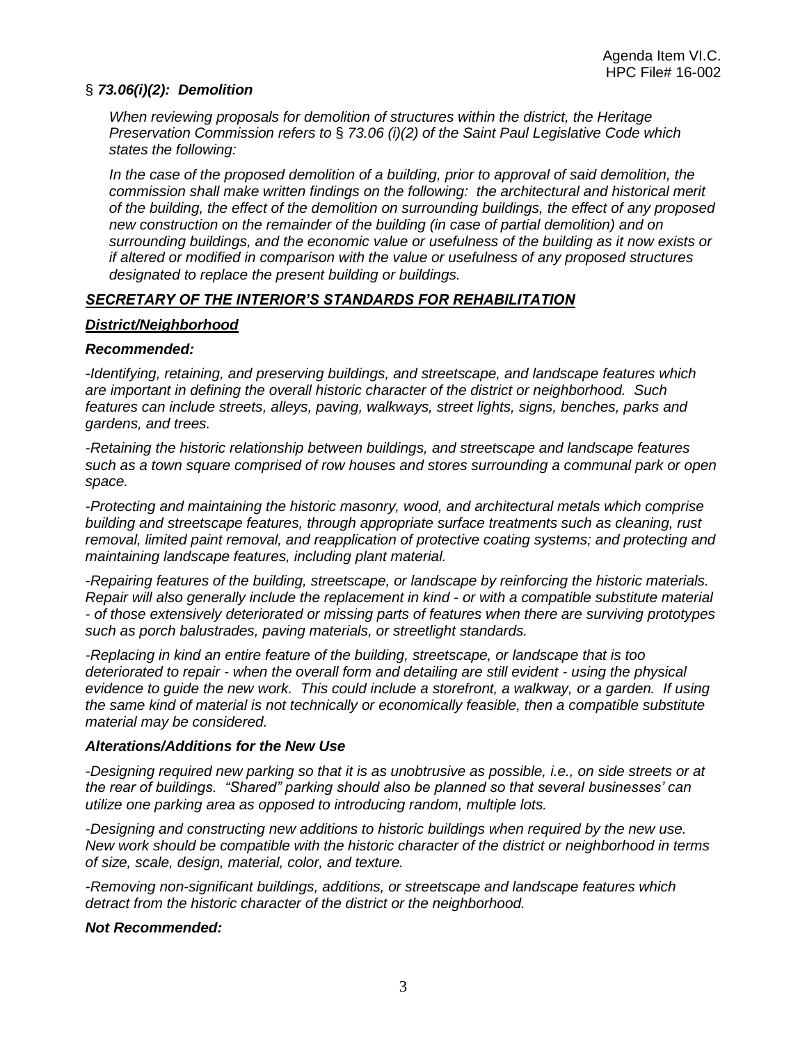### § *73.06(i)(2): Demolition*

*When reviewing proposals for demolition of structures within the district, the Heritage Preservation Commission refers to* § *73.06 (i)(2) of the Saint Paul Legislative Code which states the following:*

*In the case of the proposed demolition of a building, prior to approval of said demolition, the commission shall make written findings on the following: the architectural and historical merit of the building, the effect of the demolition on surrounding buildings, the effect of any proposed new construction on the remainder of the building (in case of partial demolition) and on surrounding buildings, and the economic value or usefulness of the building as it now exists or if altered or modified in comparison with the value or usefulness of any proposed structures designated to replace the present building or buildings.*

## ***SECRETARY OF THE INTERIOR'S STANDARDS FOR REHABILITATION***

### ***District/Neighborhood***

***Recommended:***

*-Identifying, retaining, and preserving buildings, and streetscape, and landscape features which are important in defining the overall historic character of the district or neighborhood. Such features can include streets, alleys, paving, walkways, street lights, signs, benches, parks and gardens, and trees.*

*-Retaining the historic relationship between buildings, and streetscape and landscape features such as a town square comprised of row houses and stores surrounding a communal park or open space.*

*-Protecting and maintaining the historic masonry, wood, and architectural metals which comprise building and streetscape features, through appropriate surface treatments such as cleaning, rust removal, limited paint removal, and reapplication of protective coating systems; and protecting and maintaining landscape features, including plant material.*

*-Repairing features of the building, streetscape, or landscape by reinforcing the historic materials. Repair will also generally include the replacement in kind - or with a compatible substitute material - of those extensively deteriorated or missing parts of features when there are surviving prototypes such as porch balustrades, paving materials, or streetlight standards.*

*-Replacing in kind an entire feature of the building, streetscape, or landscape that is too deteriorated to repair - when the overall form and detailing are still evident - using the physical evidence to guide the new work. This could include a storefront, a walkway, or a garden. If using the same kind of material is not technically or economically feasible, then a compatible substitute material may be considered.*

***Alterations/Additions for the New Use***

*-Designing required new parking so that it is as unobtrusive as possible, i.e., on side streets or at the rear of buildings. "Shared" parking should also be planned so that several businesses' can utilize one parking area as opposed to introducing random, multiple lots.*

*-Designing and constructing new additions to historic buildings when required by the new use. New work should be compatible with the historic character of the district or neighborhood in terms of size, scale, design, material, color, and texture.*

*-Removing non-significant buildings, additions, or streetscape and landscape features which detract from the historic character of the district or the neighborhood.*

***Not Recommended:***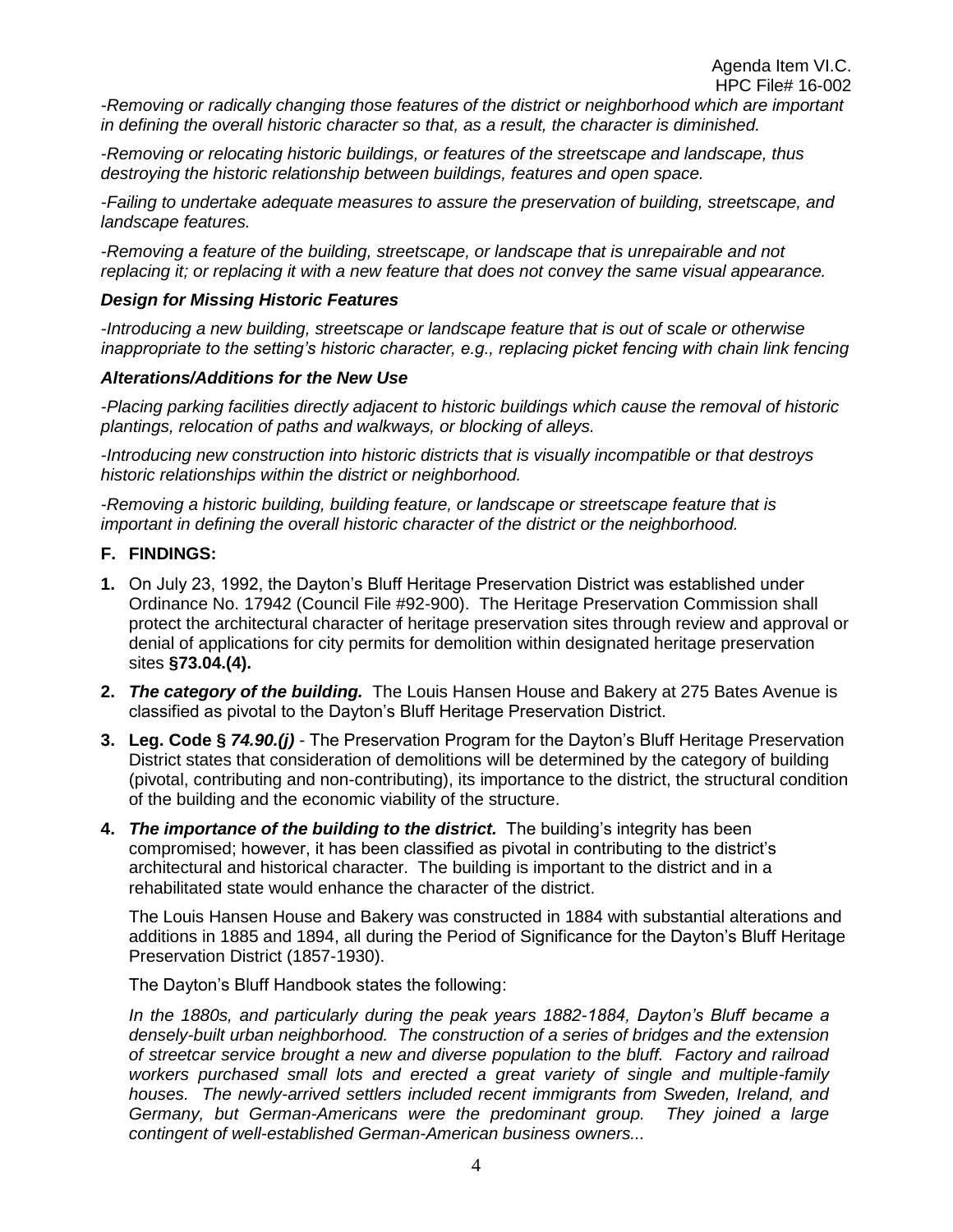*-Removing or radically changing those features of the district or neighborhood which are important in defining the overall historic character so that, as a result, the character is diminished.*

*-Removing or relocating historic buildings, or features of the streetscape and landscape, thus destroying the historic relationship between buildings, features and open space.*

*-Failing to undertake adequate measures to assure the preservation of building, streetscape, and landscape features.*

*-Removing a feature of the building, streetscape, or landscape that is unrepairable and not replacing it; or replacing it with a new feature that does not convey the same visual appearance.*

***Design for Missing Historic Features***

*-Introducing a new building, streetscape or landscape feature that is out of scale or otherwise inappropriate to the setting's historic character, e.g., replacing picket fencing with chain link fencing*

***Alterations/Additions for the New Use***

*-Placing parking facilities directly adjacent to historic buildings which cause the removal of historic plantings, relocation of paths and walkways, or blocking of alleys.*

*-Introducing new construction into historic districts that is visually incompatible or that destroys historic relationships within the district or neighborhood.*

*-Removing a historic building, building feature, or landscape or streetscape feature that is important in defining the overall historic character of the district or the neighborhood.*

**F. FINDINGS:**

1. On July 23, 1992, the Dayton's Bluff Heritage Preservation District was established under Ordinance No. 17942 (Council File #92-900). The Heritage Preservation Commission shall protect the architectural character of heritage preservation sites through review and approval or denial of applications for city permits for demolition within designated heritage preservation sites **§73.04.(4).**

2. ***The category of the building.*** The Louis Hansen House and Bakery at 275 Bates Avenue is classified as pivotal to the Dayton's Bluff Heritage Preservation District.

3. **Leg. Code §** ***74.90.(j)*** - The Preservation Program for the Dayton's Bluff Heritage Preservation District states that consideration of demolitions will be determined by the category of building (pivotal, contributing and non-contributing), its importance to the district, the structural condition of the building and the economic viability of the structure.

4. ***The importance of the building to the district.*** The building's integrity has been compromised; however, it has been classified as pivotal in contributing to the district's architectural and historical character. The building is important to the district and in a rehabilitated state would enhance the character of the district.

   The Louis Hansen House and Bakery was constructed in 1884 with substantial alterations and additions in 1885 and 1894, all during the Period of Significance for the Dayton's Bluff Heritage Preservation District (1857-1930).

   The Dayton's Bluff Handbook states the following:

   *In the 1880s, and particularly during the peak years 1882-1884, Dayton's Bluff became a densely-built urban neighborhood. The construction of a series of bridges and the extension of streetcar service brought a new and diverse population to the bluff. Factory and railroad workers purchased small lots and erected a great variety of single and multiple-family houses. The newly-arrived settlers included recent immigrants from Sweden, Ireland, and Germany, but German-Americans were the predominant group. They joined a large contingent of well-established German-American business owners...*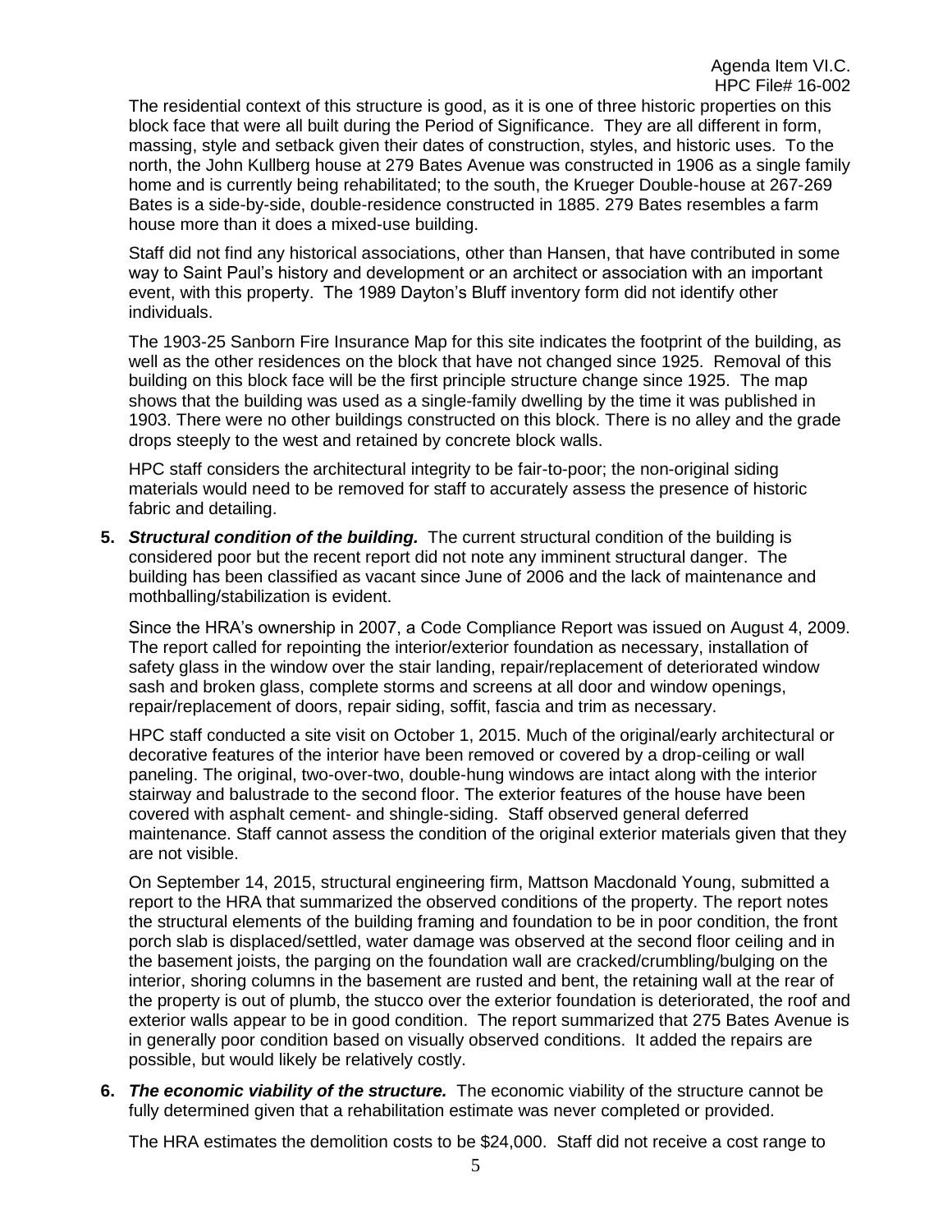The residential context of this structure is good, as it is one of three historic properties on this block face that were all built during the Period of Significance. They are all different in form, massing, style and setback given their dates of construction, styles, and historic uses. To the north, the John Kullberg house at 279 Bates Avenue was constructed in 1906 as a single family home and is currently being rehabilitated; to the south, the Krueger Double-house at 267-269 Bates is a side-by-side, double-residence constructed in 1885. 279 Bates resembles a farm house more than it does a mixed-use building.

Staff did not find any historical associations, other than Hansen, that have contributed in some way to Saint Paul's history and development or an architect or association with an important event, with this property. The 1989 Dayton's Bluff inventory form did not identify other individuals.

The 1903-25 Sanborn Fire Insurance Map for this site indicates the footprint of the building, as well as the other residences on the block that have not changed since 1925. Removal of this building on this block face will be the first principle structure change since 1925. The map shows that the building was used as a single-family dwelling by the time it was published in 1903. There were no other buildings constructed on this block. There is no alley and the grade drops steeply to the west and retained by concrete block walls.

HPC staff considers the architectural integrity to be fair-to-poor; the non-original siding materials would need to be removed for staff to accurately assess the presence of historic fabric and detailing.

5. ***Structural condition of the building.*** The current structural condition of the building is considered poor but the recent report did not note any imminent structural danger. The building has been classified as vacant since June of 2006 and the lack of maintenance and mothballing/stabilization is evident.

   Since the HRA's ownership in 2007, a Code Compliance Report was issued on August 4, 2009. The report called for repointing the interior/exterior foundation as necessary, installation of safety glass in the window over the stair landing, repair/replacement of deteriorated window sash and broken glass, complete storms and screens at all door and window openings, repair/replacement of doors, repair siding, soffit, fascia and trim as necessary.

   HPC staff conducted a site visit on October 1, 2015. Much of the original/early architectural or decorative features of the interior have been removed or covered by a drop-ceiling or wall paneling. The original, two-over-two, double-hung windows are intact along with the interior stairway and balustrade to the second floor. The exterior features of the house have been covered with asphalt cement- and shingle-siding. Staff observed general deferred maintenance. Staff cannot assess the condition of the original exterior materials given that they are not visible.

   On September 14, 2015, structural engineering firm, Mattson Macdonald Young, submitted a report to the HRA that summarized the observed conditions of the property. The report notes the structural elements of the building framing and foundation to be in poor condition, the front porch slab is displaced/settled, water damage was observed at the second floor ceiling and in the basement joists, the parging on the foundation wall are cracked/crumbling/bulging on the interior, shoring columns in the basement are rusted and bent, the retaining wall at the rear of the property is out of plumb, the stucco over the exterior foundation is deteriorated, the roof and exterior walls appear to be in good condition. The report summarized that 275 Bates Avenue is in generally poor condition based on visually observed conditions. It added the repairs are possible, but would likely be relatively costly.

6. ***The economic viability of the structure.*** The economic viability of the structure cannot be fully determined given that a rehabilitation estimate was never completed or provided.

   The HRA estimates the demolition costs to be $24,000. Staff did not receive a cost range to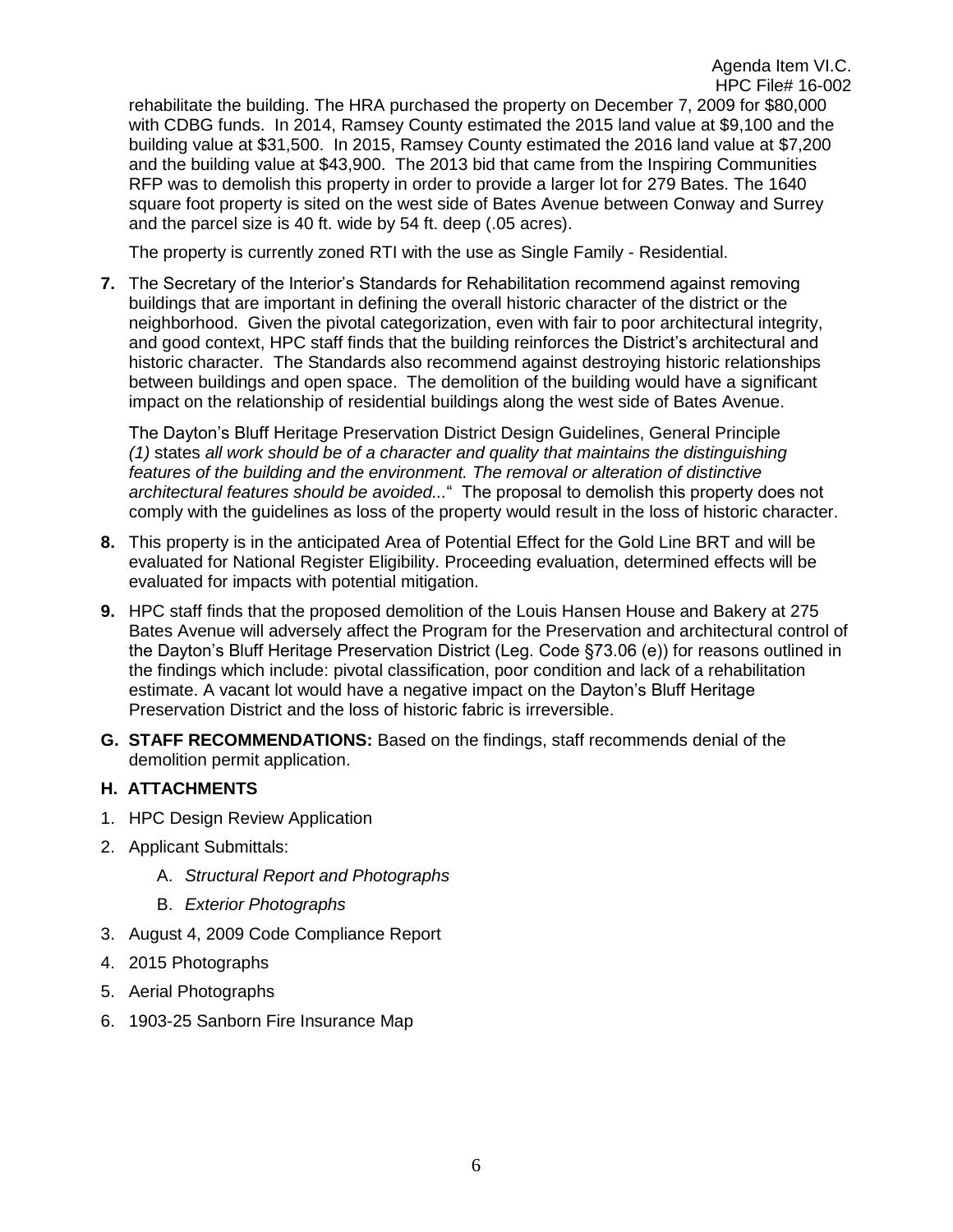rehabilitate the building. The HRA purchased the property on December 7, 2009 for $80,000 with CDBG funds. In 2014, Ramsey County estimated the 2015 land value at $9,100 and the building value at $31,500. In 2015, Ramsey County estimated the 2016 land value at $7,200 and the building value at $43,900. The 2013 bid that came from the Inspiring Communities RFP was to demolish this property in order to provide a larger lot for 279 Bates. The 1640 square foot property is sited on the west side of Bates Avenue between Conway and Surrey and the parcel size is 40 ft. wide by 54 ft. deep (.05 acres).

The property is currently zoned RTI with the use as Single Family - Residential.

**7.** The Secretary of the Interior's Standards for Rehabilitation recommend against removing buildings that are important in defining the overall historic character of the district or the neighborhood. Given the pivotal categorization, even with fair to poor architectural integrity, and good context, HPC staff finds that the building reinforces the District's architectural and historic character. The Standards also recommend against destroying historic relationships between buildings and open space. The demolition of the building would have a significant impact on the relationship of residential buildings along the west side of Bates Avenue.

The Dayton's Bluff Heritage Preservation District Design Guidelines, General Principle *(1)* states *all work should be of a character and quality that maintains the distinguishing features of the building and the environment. The removal or alteration of distinctive architectural features should be avoided...*" The proposal to demolish this property does not comply with the guidelines as loss of the property would result in the loss of historic character.

**8.** This property is in the anticipated Area of Potential Effect for the Gold Line BRT and will be evaluated for National Register Eligibility. Proceeding evaluation, determined effects will be evaluated for impacts with potential mitigation.

**9.** HPC staff finds that the proposed demolition of the Louis Hansen House and Bakery at 275 Bates Avenue will adversely affect the Program for the Preservation and architectural control of the Dayton's Bluff Heritage Preservation District (Leg. Code §73.06 (e)) for reasons outlined in the findings which include: pivotal classification, poor condition and lack of a rehabilitation estimate. A vacant lot would have a negative impact on the Dayton's Bluff Heritage Preservation District and the loss of historic fabric is irreversible.

**G. STAFF RECOMMENDATIONS:** Based on the findings, staff recommends denial of the demolition permit application.

## H. ATTACHMENTS

1. HPC Design Review Application
2. Applicant Submittals:
   A. *Structural Report and Photographs*
   B. *Exterior Photographs*
3. August 4, 2009 Code Compliance Report
4. 2015 Photographs
5. Aerial Photographs
6. 1903-25 Sanborn Fire Insurance Map